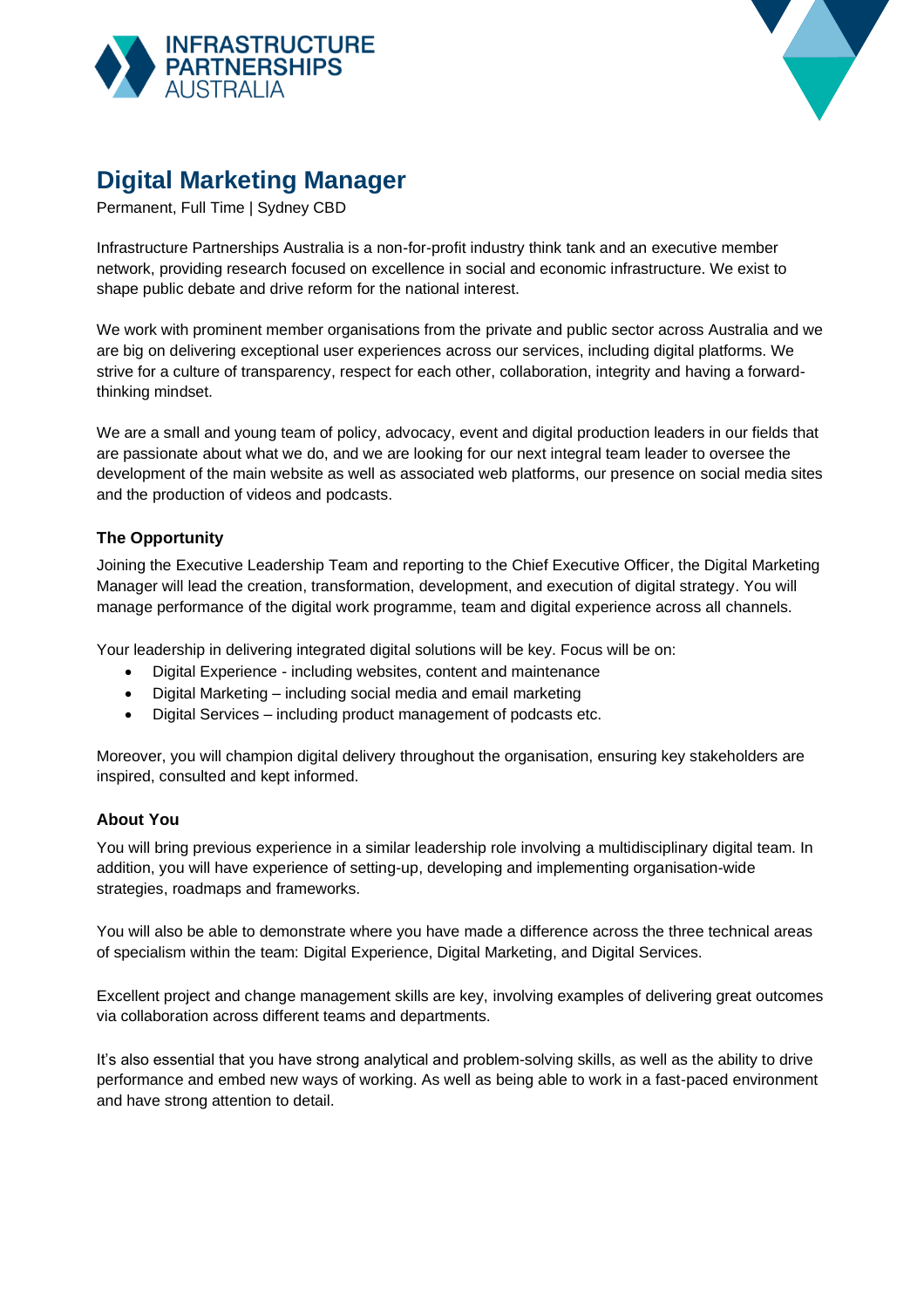# Digital Marketing Manager

Permanent, Full Time | Sydney CBD

Infrastructure Partnerships Australia is a non-for-profit industry think tank and an executive member network, providing research focused on excellence in social and economic infrastructure. We exist to shape public debate and drive reform for the national interest.

We work with prominent member organisations from the private and public sector across Australia and we are big on delivering exceptional user experiences across our services, including digital platforms. We strive for a culture of transparency, respect for each other, collaboration, integrity and having a forward-thinking mindset.

We are a small and young team of policy, advocacy, event and digital production leaders in our fields that are passionate about what we do, and we are looking for our next integral team leader to oversee the development of the main website as well as associated web platforms, our presence on social media sites and the production of videos and podcasts.

### The Opportunity

Joining the Executive Leadership Team and reporting to the Chief Executive Officer, the Digital Marketing Manager will lead the creation, transformation, development, and execution of digital strategy. You will manage performance of the digital work programme, team and digital experience across all channels.

Your leadership in delivering integrated digital solutions will be key. Focus will be on:

- Digital Experience - including websites, content and maintenance
- Digital Marketing – including social media and email marketing
- Digital Services – including product management of podcasts etc.

Moreover, you will champion digital delivery throughout the organisation, ensuring key stakeholders are inspired, consulted and kept informed.

### About You

You will bring previous experience in a similar leadership role involving a multidisciplinary digital team. In addition, you will have experience of setting-up, developing and implementing organisation-wide strategies, roadmaps and frameworks.

You will also be able to demonstrate where you have made a difference across the three technical areas of specialism within the team: Digital Experience, Digital Marketing, and Digital Services.

Excellent project and change management skills are key, involving examples of delivering great outcomes via collaboration across different teams and departments.

It's also essential that you have strong analytical and problem-solving skills, as well as the ability to drive performance and embed new ways of working. As well as being able to work in a fast-paced environment and have strong attention to detail.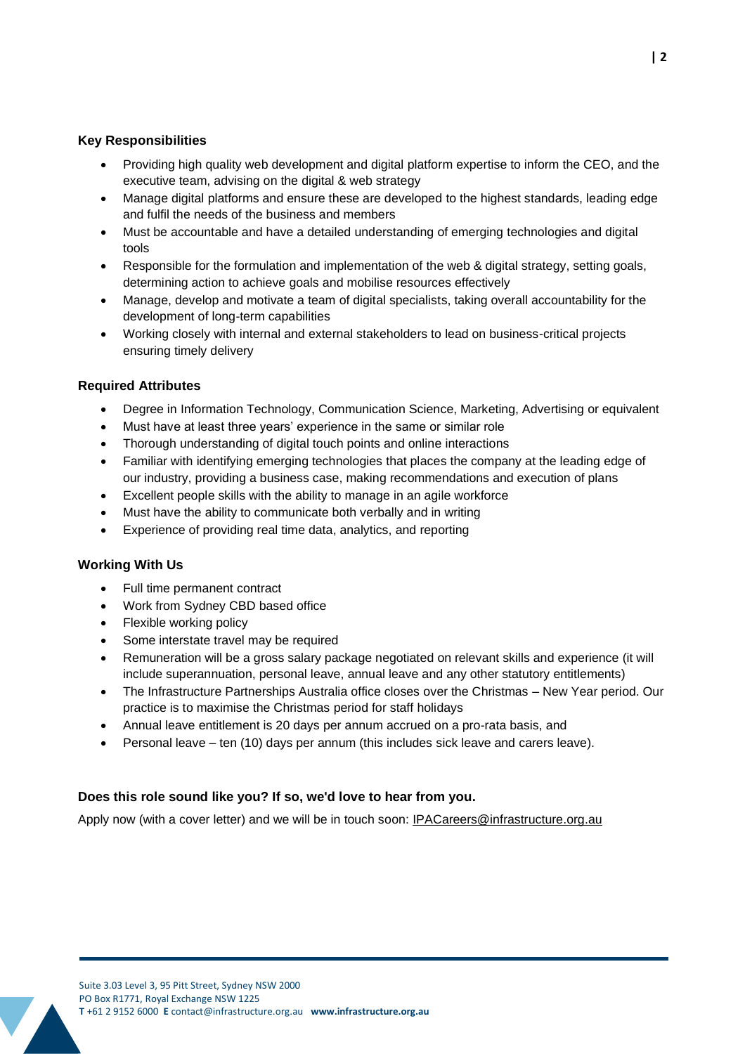### Key Responsibilities

- Providing high quality web development and digital platform expertise to inform the CEO, and the executive team, advising on the digital & web strategy
- Manage digital platforms and ensure these are developed to the highest standards, leading edge and fulfil the needs of the business and members
- Must be accountable and have a detailed understanding of emerging technologies and digital tools
- Responsible for the formulation and implementation of the web & digital strategy, setting goals, determining action to achieve goals and mobilise resources effectively
- Manage, develop and motivate a team of digital specialists, taking overall accountability for the development of long-term capabilities
- Working closely with internal and external stakeholders to lead on business-critical projects ensuring timely delivery

### Required Attributes

- Degree in Information Technology, Communication Science, Marketing, Advertising or equivalent
- Must have at least three years' experience in the same or similar role
- Thorough understanding of digital touch points and online interactions
- Familiar with identifying emerging technologies that places the company at the leading edge of our industry, providing a business case, making recommendations and execution of plans
- Excellent people skills with the ability to manage in an agile workforce
- Must have the ability to communicate both verbally and in writing
- Experience of providing real time data, analytics, and reporting

### Working With Us

- Full time permanent contract
- Work from Sydney CBD based office
- Flexible working policy
- Some interstate travel may be required
- Remuneration will be a gross salary package negotiated on relevant skills and experience (it will include superannuation, personal leave, annual leave and any other statutory entitlements)
- The Infrastructure Partnerships Australia office closes over the Christmas – New Year period. Our practice is to maximise the Christmas period for staff holidays
- Annual leave entitlement is 20 days per annum accrued on a pro-rata basis, and
- Personal leave – ten (10) days per annum (this includes sick leave and carers leave).

### Does this role sound like you? If so, we'd love to hear from you.

Apply now (with a cover letter) and we will be in touch soon: IPACareers@infrastructure.org.au

Suite 3.03 Level 3, 95 Pitt Street, Sydney NSW 2000
PO Box R1771, Royal Exchange NSW 1225
**T** +61 2 9152 6000 **E** contact@infrastructure.org.au **www.infrastructure.org.au**